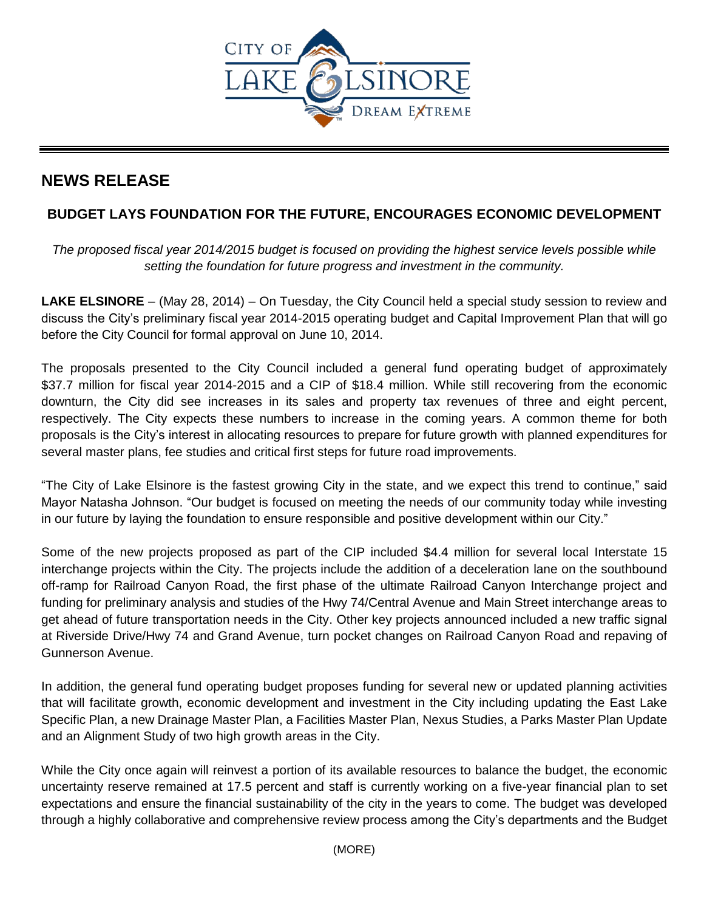CITY OF LAKE ELSINORE DREAM EXTREME

# NEWS RELEASE

## BUDGET LAYS FOUNDATION FOR THE FUTURE, ENCOURAGES ECONOMIC DEVELOPMENT

*The proposed fiscal year 2014/2015 budget is focused on providing the highest service levels possible while setting the foundation for future progress and investment in the community.*

**LAKE ELSINORE** – (May 28, 2014) – On Tuesday, the City Council held a special study session to review and discuss the City's preliminary fiscal year 2014-2015 operating budget and Capital Improvement Plan that will go before the City Council for formal approval on June 10, 2014.

The proposals presented to the City Council included a general fund operating budget of approximately $37.7 million for fiscal year 2014-2015 and a CIP of $18.4 million. While still recovering from the economic downturn, the City did see increases in its sales and property tax revenues of three and eight percent, respectively. The City expects these numbers to increase in the coming years. A common theme for both proposals is the City's interest in allocating resources to prepare for future growth with planned expenditures for several master plans, fee studies and critical first steps for future road improvements.

"The City of Lake Elsinore is the fastest growing City in the state, and we expect this trend to continue," said Mayor Natasha Johnson. "Our budget is focused on meeting the needs of our community today while investing in our future by laying the foundation to ensure responsible and positive development within our City."

Some of the new projects proposed as part of the CIP included $4.4 million for several local Interstate 15 interchange projects within the City. The projects include the addition of a deceleration lane on the southbound off-ramp for Railroad Canyon Road, the first phase of the ultimate Railroad Canyon Interchange project and funding for preliminary analysis and studies of the Hwy 74/Central Avenue and Main Street interchange areas to get ahead of future transportation needs in the City. Other key projects announced included a new traffic signal at Riverside Drive/Hwy 74 and Grand Avenue, turn pocket changes on Railroad Canyon Road and repaving of Gunnerson Avenue.

In addition, the general fund operating budget proposes funding for several new or updated planning activities that will facilitate growth, economic development and investment in the City including updating the East Lake Specific Plan, a new Drainage Master Plan, a Facilities Master Plan, Nexus Studies, a Parks Master Plan Update and an Alignment Study of two high growth areas in the City.

While the City once again will reinvest a portion of its available resources to balance the budget, the economic uncertainty reserve remained at 17.5 percent and staff is currently working on a five-year financial plan to set expectations and ensure the financial sustainability of the city in the years to come. The budget was developed through a highly collaborative and comprehensive review process among the City's departments and the Budget

(MORE)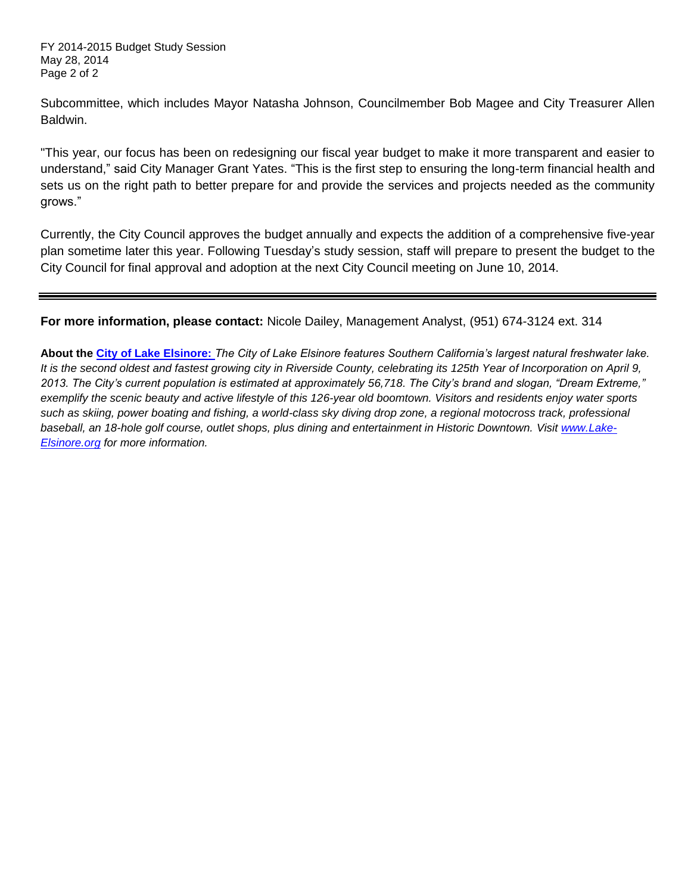Subcommittee, which includes Mayor Natasha Johnson, Councilmember Bob Magee and City Treasurer Allen Baldwin.

"This year, our focus has been on redesigning our fiscal year budget to make it more transparent and easier to understand," said City Manager Grant Yates. "This is the first step to ensuring the long-term financial health and sets us on the right path to better prepare for and provide the services and projects needed as the community grows."

Currently, the City Council approves the budget annually and expects the addition of a comprehensive five-year plan sometime later this year. Following Tuesday's study session, staff will prepare to present the budget to the City Council for final approval and adoption at the next City Council meeting on June 10, 2014.

---

**For more information, please contact:** Nicole Dailey, Management Analyst, (951) 674-3124 ext. 314

**About the [City of Lake Elsinore:](http://www.Lake-Elsinore.org)** *The City of Lake Elsinore features Southern California's largest natural freshwater lake. It is the second oldest and fastest growing city in Riverside County, celebrating its 125th Year of Incorporation on April 9, 2013. The City's current population is estimated at approximately 56,718. The City's brand and slogan, "Dream Extreme," exemplify the scenic beauty and active lifestyle of this 126-year old boomtown. Visitors and residents enjoy water sports such as skiing, power boating and fishing, a world-class sky diving drop zone, a regional motocross track, professional baseball, an 18-hole golf course, outlet shops, plus dining and entertainment in Historic Downtown. Visit [www.Lake-Elsinore.org](http://www.Lake-Elsinore.org) for more information.*